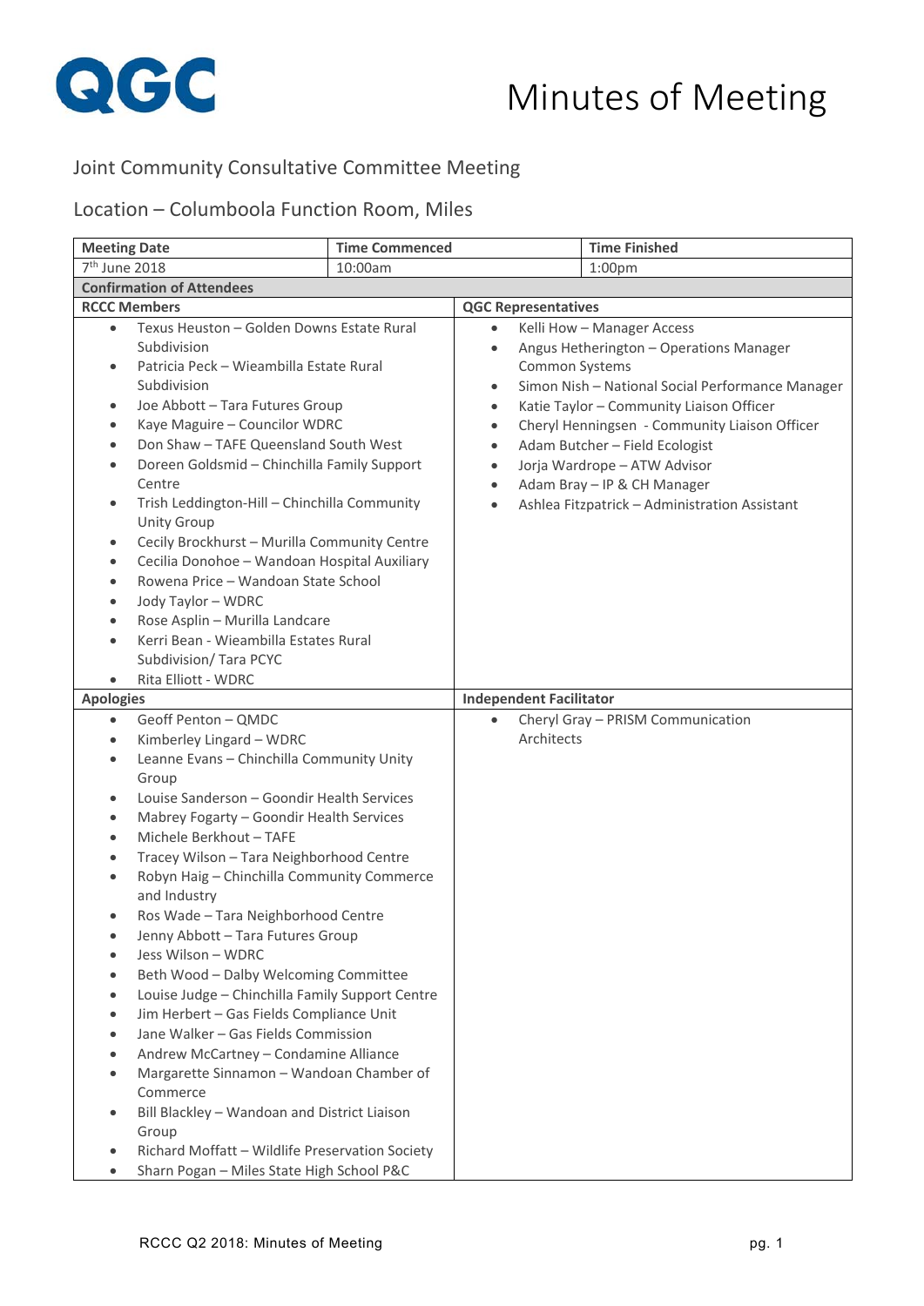QGC

# Minutes of Meeting

## Joint Community Consultative Committee Meeting

## Location – Columboola Function Room, Miles

| Meeting Date | Time Commenced | Time Finished |
|---|---|---|
| 7th June 2018 | 10:00am | 1:00pm |

**Confirmation of Attendees**

| RCCC Members | QGC Representatives |
|---|---|
| • Texus Heuston – Golden Downs Estate Rural Subdivision<br>• Patricia Peck – Wieambilla Estate Rural Subdivision<br>• Joe Abbott – Tara Futures Group<br>• Kaye Maguire – Councilor WDRC<br>• Don Shaw – TAFE Queensland South West<br>• Doreen Goldsmid – Chinchilla Family Support Centre<br>• Trish Leddington-Hill – Chinchilla Community Unity Group<br>• Cecily Brockhurst – Murilla Community Centre<br>• Cecilia Donohoe – Wandoan Hospital Auxiliary<br>• Rowena Price – Wandoan State School<br>• Jody Taylor – WDRC<br>• Rose Asplin – Murilla Landcare<br>• Kerri Bean - Wieambilla Estates Rural Subdivision/ Tara PCYC<br>• Rita Elliott - WDRC | • Kelli How – Manager Access<br>• Angus Hetherington – Operations Manager Common Systems<br>• Simon Nish – National Social Performance Manager<br>• Katie Taylor – Community Liaison Officer<br>• Cheryl Henningsen - Community Liaison Officer<br>• Adam Butcher – Field Ecologist<br>• Jorja Wardrope – ATW Advisor<br>• Adam Bray – IP & CH Manager<br>• Ashlea Fitzpatrick – Administration Assistant |

| Apologies | Independent Facilitator |
|---|---|
| • Geoff Penton – QMDC<br>• Kimberley Lingard – WDRC<br>• Leanne Evans – Chinchilla Community Unity Group<br>• Louise Sanderson – Goondir Health Services<br>• Mabrey Fogarty – Goondir Health Services<br>• Michele Berkhout – TAFE<br>• Tracey Wilson – Tara Neighborhood Centre<br>• Robyn Haig – Chinchilla Community Commerce and Industry<br>• Ros Wade – Tara Neighborhood Centre<br>• Jenny Abbott – Tara Futures Group<br>• Jess Wilson – WDRC<br>• Beth Wood – Dalby Welcoming Committee<br>• Louise Judge – Chinchilla Family Support Centre<br>• Jim Herbert – Gas Fields Compliance Unit<br>• Jane Walker – Gas Fields Commission<br>• Andrew McCartney – Condamine Alliance<br>• Margarette Sinnamon – Wandoan Chamber of Commerce<br>• Bill Blackley – Wandoan and District Liaison Group<br>• Richard Moffatt – Wildlife Preservation Society<br>• Sharn Pogan – Miles State High School P&C | • Cheryl Gray – PRISM Communication Architects |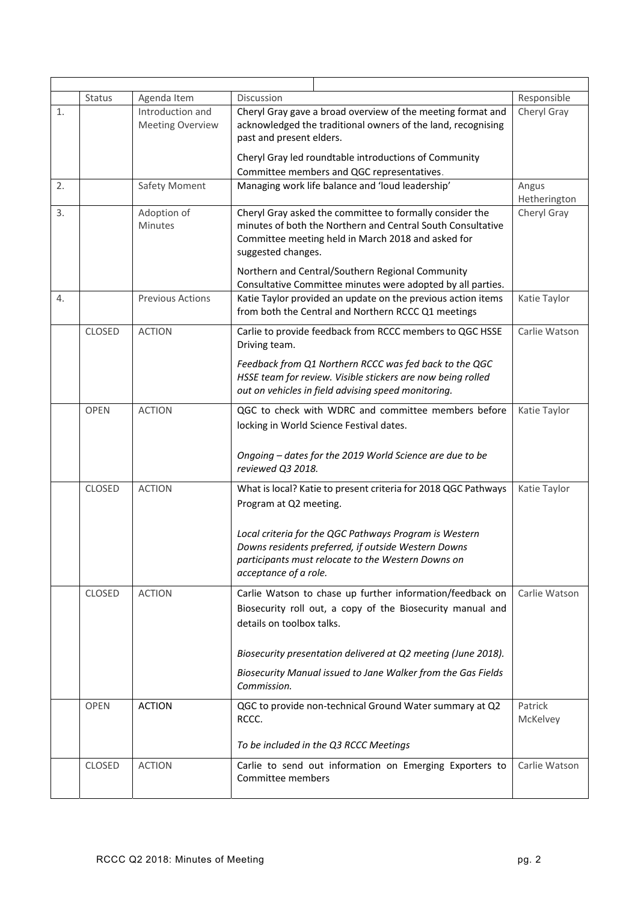| | Status | Agenda Item | Discussion | Responsible |
|---|---|---|---|---|
| 1. | | Introduction and Meeting Overview | Cheryl Gray gave a broad overview of the meeting format and acknowledged the traditional owners of the land, recognising past and present elders.<br><br>Cheryl Gray led roundtable introductions of Community Committee members and QGC representatives. | Cheryl Gray |
| 2. | | Safety Moment | Managing work life balance and 'loud leadership' | Angus Hetherington |
| 3. | | Adoption of Minutes | Cheryl Gray asked the committee to formally consider the minutes of both the Northern and Central South Consultative Committee meeting held in March 2018 and asked for suggested changes.<br><br>Northern and Central/Southern Regional Community Consultative Committee minutes were adopted by all parties. | Cheryl Gray |
| 4. | | Previous Actions | Katie Taylor provided an update on the previous action items from both the Central and Northern RCCC Q1 meetings | Katie Taylor |
| | CLOSED | ACTION | Carlie to provide feedback from RCCC members to QGC HSSE Driving team.<br><br>*Feedback from Q1 Northern RCCC was fed back to the QGC HSSE team for review. Visible stickers are now being rolled out on vehicles in field advising speed monitoring.* | Carlie Watson |
| | OPEN | ACTION | QGC to check with WDRC and committee members before locking in World Science Festival dates.<br><br>*Ongoing – dates for the 2019 World Science are due to be reviewed Q3 2018.* | Katie Taylor |
| | CLOSED | ACTION | What is local? Katie to present criteria for 2018 QGC Pathways Program at Q2 meeting.<br><br>*Local criteria for the QGC Pathways Program is Western Downs residents preferred, if outside Western Downs participants must relocate to the Western Downs on acceptance of a role.* | Katie Taylor |
| | CLOSED | ACTION | Carlie Watson to chase up further information/feedback on Biosecurity roll out, a copy of the Biosecurity manual and details on toolbox talks.<br><br>*Biosecurity presentation delivered at Q2 meeting (June 2018).*<br><br>*Biosecurity Manual issued to Jane Walker from the Gas Fields Commission.* | Carlie Watson |
| | OPEN | ACTION | QGC to provide non-technical Ground Water summary at Q2 RCCC.<br><br>*To be included in the Q3 RCCC Meetings* | Patrick McKelvey |
| | CLOSED | ACTION | Carlie to send out information on Emerging Exporters to Committee members | Carlie Watson |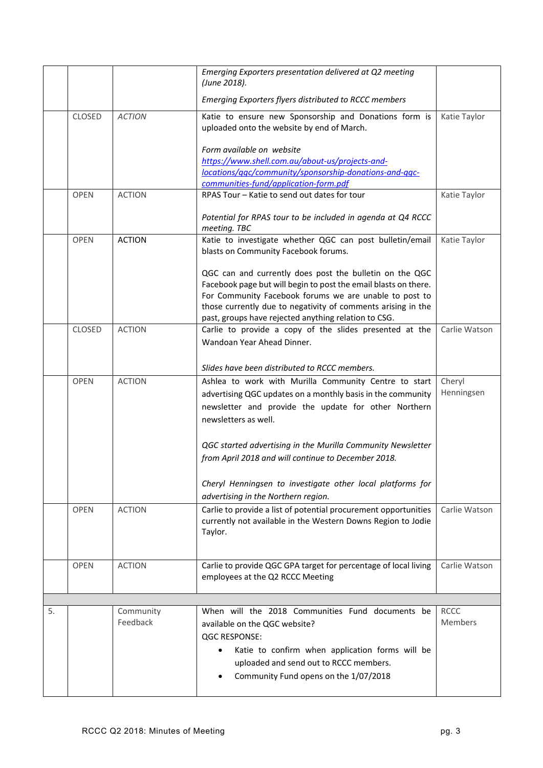| | | | | |
|---|---|---|---|---|
| | | | *Emerging Exporters presentation delivered at Q2 meeting (June 2018).*<br><br>*Emerging Exporters flyers distributed to RCCC members* | |
| | CLOSED | *ACTION* | Katie to ensure new Sponsorship and Donations form is uploaded onto the website by end of March.<br><br>*Form available on website*<br>*https://www.shell.com.au/about-us/projects-and-locations/qgc/community/sponsorship-donations-and-qgc-communities-fund/application-form.pdf* | Katie Taylor |
| | OPEN | ACTION | RPAS Tour – Katie to send out dates for tour<br><br>*Potential for RPAS tour to be included in agenda at Q4 RCCC meeting. TBC* | Katie Taylor |
| | OPEN | ACTION | Katie to investigate whether QGC can post bulletin/email blasts on Community Facebook forums.<br><br>QGC can and currently does post the bulletin on the QGC Facebook page but will begin to post the email blasts on there. For Community Facebook forums we are unable to post to those currently due to negativity of comments arising in the past, groups have rejected anything relating to CSG. | Katie Taylor |
| | CLOSED | ACTION | Carlie to provide a copy of the slides presented at the Wandoan Year Ahead Dinner.<br><br>*Slides have been distributed to RCCC members.* | Carlie Watson |
| | OPEN | ACTION | Ashlea to work with Murilla Community Centre to start advertising QGC updates on a monthly basis in the community newsletter and provide the update for other Northern newsletters as well.<br><br>*QGC started advertising in the Murilla Community Newsletter from April 2018 and will continue to December 2018.*<br><br>*Cheryl Henningsen to investigate other local platforms for advertising in the Northern region.* | Cheryl Henningsen |
| | OPEN | ACTION | Carlie to provide a list of potential procurement opportunities currently not available in the Western Downs Region to Jodie Taylor. | Carlie Watson |
| | OPEN | ACTION | Carlie to provide QGC GPA target for percentage of local living employees at the Q2 RCCC Meeting | Carlie Watson |
| | | | | |
| 5. | | Community Feedback | When will the 2018 Communities Fund documents be available on the QGC website?<br>QGC RESPONSE:<br>• Katie to confirm when application forms will be uploaded and send out to RCCC members.<br>• Community Fund opens on the 1/07/2018 | RCCC Members |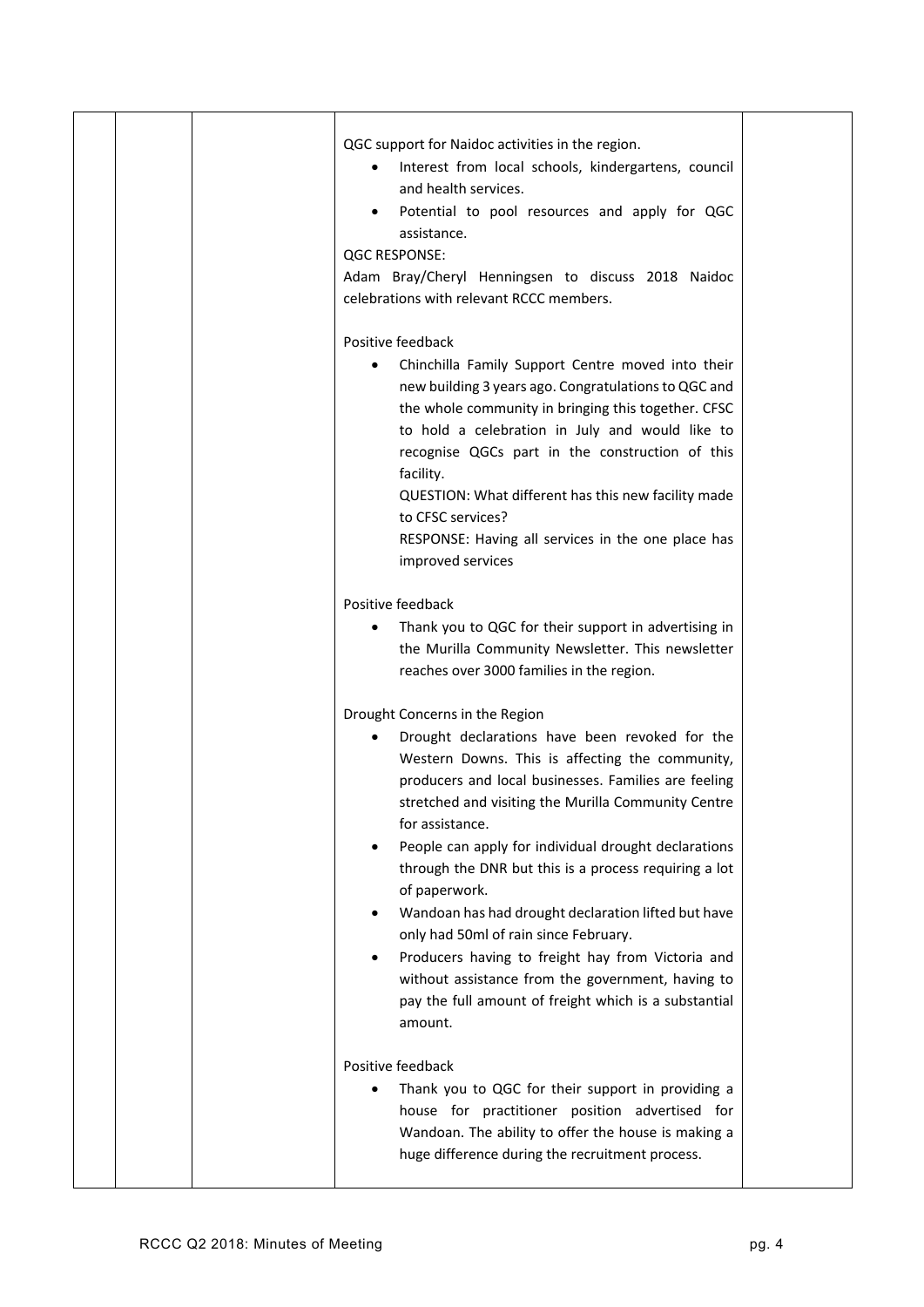| | | | QGC support for Naidoc activities in the region.<br>• Interest from local schools, kindergartens, council and health services.<br>• Potential to pool resources and apply for QGC assistance.<br>QGC RESPONSE:<br>Adam Bray/Cheryl Henningsen to discuss 2018 Naidoc celebrations with relevant RCCC members.<br><br>Positive feedback<br>• Chinchilla Family Support Centre moved into their new building 3 years ago. Congratulations to QGC and the whole community in bringing this together. CFSC to hold a celebration in July and would like to recognise QGCs part in the construction of this facility.<br>QUESTION: What different has this new facility made to CFSC services?<br>RESPONSE: Having all services in the one place has improved services<br><br>Positive feedback<br>• Thank you to QGC for their support in advertising in the Murilla Community Newsletter. This newsletter reaches over 3000 families in the region.<br><br>Drought Concerns in the Region<br>• Drought declarations have been revoked for the Western Downs. This is affecting the community, producers and local businesses. Families are feeling stretched and visiting the Murilla Community Centre for assistance.<br>• People can apply for individual drought declarations through the DNR but this is a process requiring a lot of paperwork.<br>• Wandoan has had drought declaration lifted but have only had 50ml of rain since February.<br>• Producers having to freight hay from Victoria and without assistance from the government, having to pay the full amount of freight which is a substantial amount.<br><br>Positive feedback<br>• Thank you to QGC for their support in providing a house for practitioner position advertised for Wandoan. The ability to offer the house is making a huge difference during the recruitment process. | |
|---|---|---|---|---|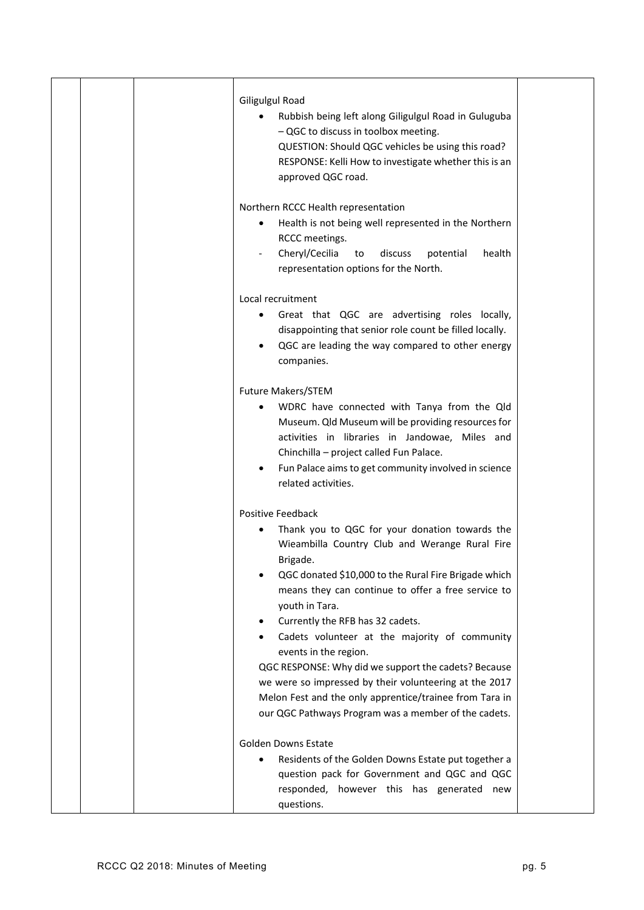| | | | Giligulgul Road<br>• Rubbish being left along Giligulgul Road in Guluguba – QGC to discuss in toolbox meeting.<br>QUESTION: Should QGC vehicles be using this road?<br>RESPONSE: Kelli How to investigate whether this is an approved QGC road.<br><br>Northern RCCC Health representation<br>• Health is not being well represented in the Northern RCCC meetings.<br>- Cheryl/Cecilia to discuss potential health representation options for the North.<br><br>Local recruitment<br>• Great that QGC are advertising roles locally, disappointing that senior role count be filled locally.<br>• QGC are leading the way compared to other energy companies.<br><br>Future Makers/STEM<br>• WDRC have connected with Tanya from the Qld Museum. Qld Museum will be providing resources for activities in libraries in Jandowae, Miles and Chinchilla – project called Fun Palace.<br>• Fun Palace aims to get community involved in science related activities.<br><br>Positive Feedback<br>• Thank you to QGC for your donation towards the Wieambilla Country Club and Werange Rural Fire Brigade.<br>• QGC donated $10,000 to the Rural Fire Brigade which means they can continue to offer a free service to youth in Tara.<br>• Currently the RFB has 32 cadets.<br>• Cadets volunteer at the majority of community events in the region.<br>QGC RESPONSE: Why did we support the cadets? Because we were so impressed by their volunteering at the 2017 Melon Fest and the only apprentice/trainee from Tara in our QGC Pathways Program was a member of the cadets.<br><br>Golden Downs Estate<br>• Residents of the Golden Downs Estate put together a question pack for Government and QGC and QGC responded, however this has generated new questions. | |
|---|---|---|---|---|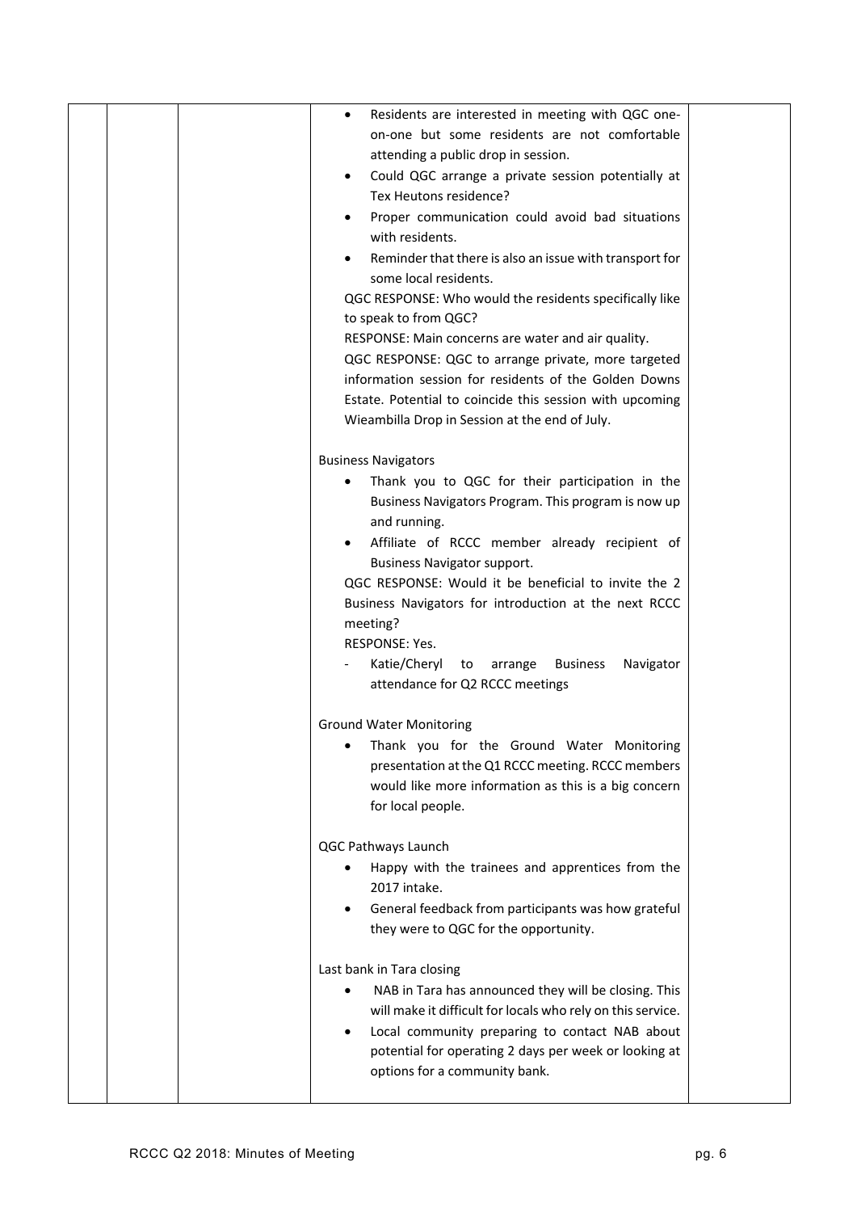| | | | Discussion | |
|---|---|---|---|---|
| | | | • Residents are interested in meeting with QGC one-on-one but some residents are not comfortable attending a public drop in session.<br>• Could QGC arrange a private session potentially at Tex Heutons residence?<br>• Proper communication could avoid bad situations with residents.<br>• Reminder that there is also an issue with transport for some local residents.<br>QGC RESPONSE: Who would the residents specifically like to speak to from QGC?<br>RESPONSE: Main concerns are water and air quality.<br>QGC RESPONSE: QGC to arrange private, more targeted information session for residents of the Golden Downs Estate. Potential to coincide this session with upcoming Wieambilla Drop in Session at the end of July.<br><br>Business Navigators<br>• Thank you to QGC for their participation in the Business Navigators Program. This program is now up and running.<br>• Affiliate of RCCC member already recipient of Business Navigator support.<br>QGC RESPONSE: Would it be beneficial to invite the 2 Business Navigators for introduction at the next RCCC meeting?<br>RESPONSE: Yes.<br>- Katie/Cheryl to arrange Business Navigator attendance for Q2 RCCC meetings<br><br>Ground Water Monitoring<br>• Thank you for the Ground Water Monitoring presentation at the Q1 RCCC meeting. RCCC members would like more information as this is a big concern for local people.<br><br>QGC Pathways Launch<br>• Happy with the trainees and apprentices from the 2017 intake.<br>• General feedback from participants was how grateful they were to QGC for the opportunity.<br><br>Last bank in Tara closing<br>• NAB in Tara has announced they will be closing. This will make it difficult for locals who rely on this service.<br>• Local community preparing to contact NAB about potential for operating 2 days per week or looking at options for a community bank. | |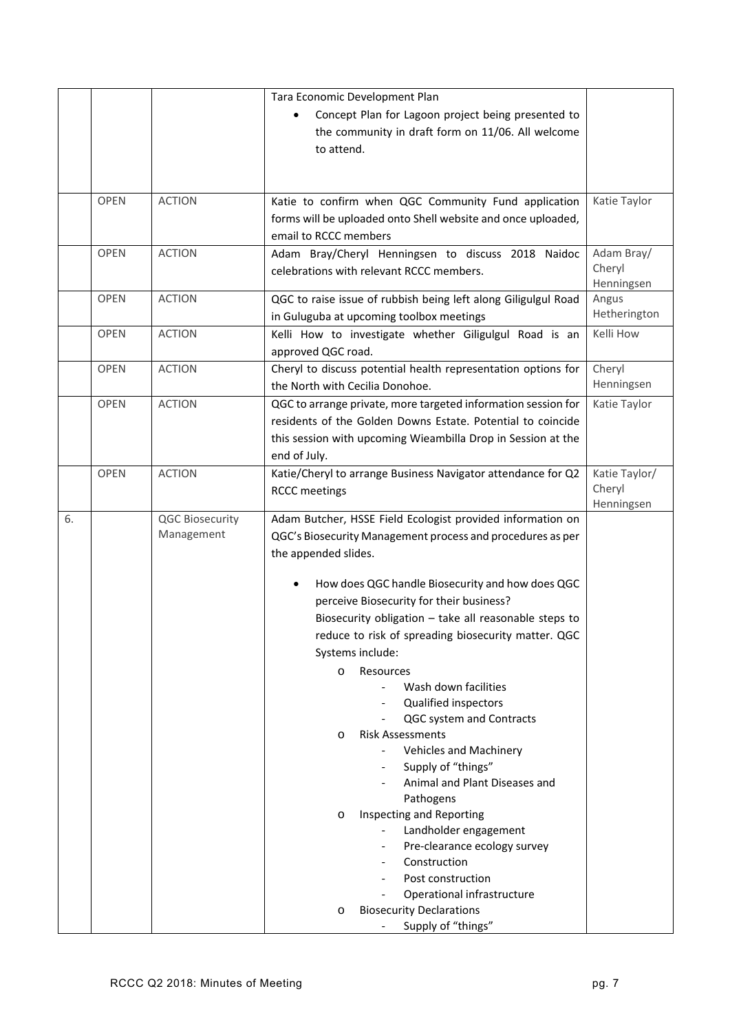| | | | | |
|---|---|---|---|---|
| | | | Tara Economic Development Plan<br>• Concept Plan for Lagoon project being presented to the community in draft form on 11/06. All welcome to attend. | |
| | OPEN | ACTION | Katie to confirm when QGC Community Fund application forms will be uploaded onto Shell website and once uploaded, email to RCCC members | Katie Taylor |
| | OPEN | ACTION | Adam Bray/Cheryl Henningsen to discuss 2018 Naidoc celebrations with relevant RCCC members. | Adam Bray/ Cheryl Henningsen |
| | OPEN | ACTION | QGC to raise issue of rubbish being left along Giligulgul Road in Guluguba at upcoming toolbox meetings | Angus Hetherington |
| | OPEN | ACTION | Kelli How to investigate whether Giligulgul Road is an approved QGC road. | Kelli How |
| | OPEN | ACTION | Cheryl to discuss potential health representation options for the North with Cecilia Donohoe. | Cheryl Henningsen |
| | OPEN | ACTION | QGC to arrange private, more targeted information session for residents of the Golden Downs Estate. Potential to coincide this session with upcoming Wieambilla Drop in Session at the end of July. | Katie Taylor |
| | OPEN | ACTION | Katie/Cheryl to arrange Business Navigator attendance for Q2 RCCC meetings | Katie Taylor/ Cheryl Henningsen |
| 6. | | QGC Biosecurity Management | Adam Butcher, HSSE Field Ecologist provided information on QGC's Biosecurity Management process and procedures as per the appended slides.<br><br>• How does QGC handle Biosecurity and how does QGC perceive Biosecurity for their business?<br>Biosecurity obligation – take all reasonable steps to reduce to risk of spreading biosecurity matter. QGC Systems include:<br>o Resources<br>- Wash down facilities<br>- Qualified inspectors<br>- QGC system and Contracts<br>o Risk Assessments<br>- Vehicles and Machinery<br>- Supply of "things"<br>- Animal and Plant Diseases and Pathogens<br>o Inspecting and Reporting<br>- Landholder engagement<br>- Pre-clearance ecology survey<br>- Construction<br>- Post construction<br>- Operational infrastructure<br>o Biosecurity Declarations<br>- Supply of "things" | |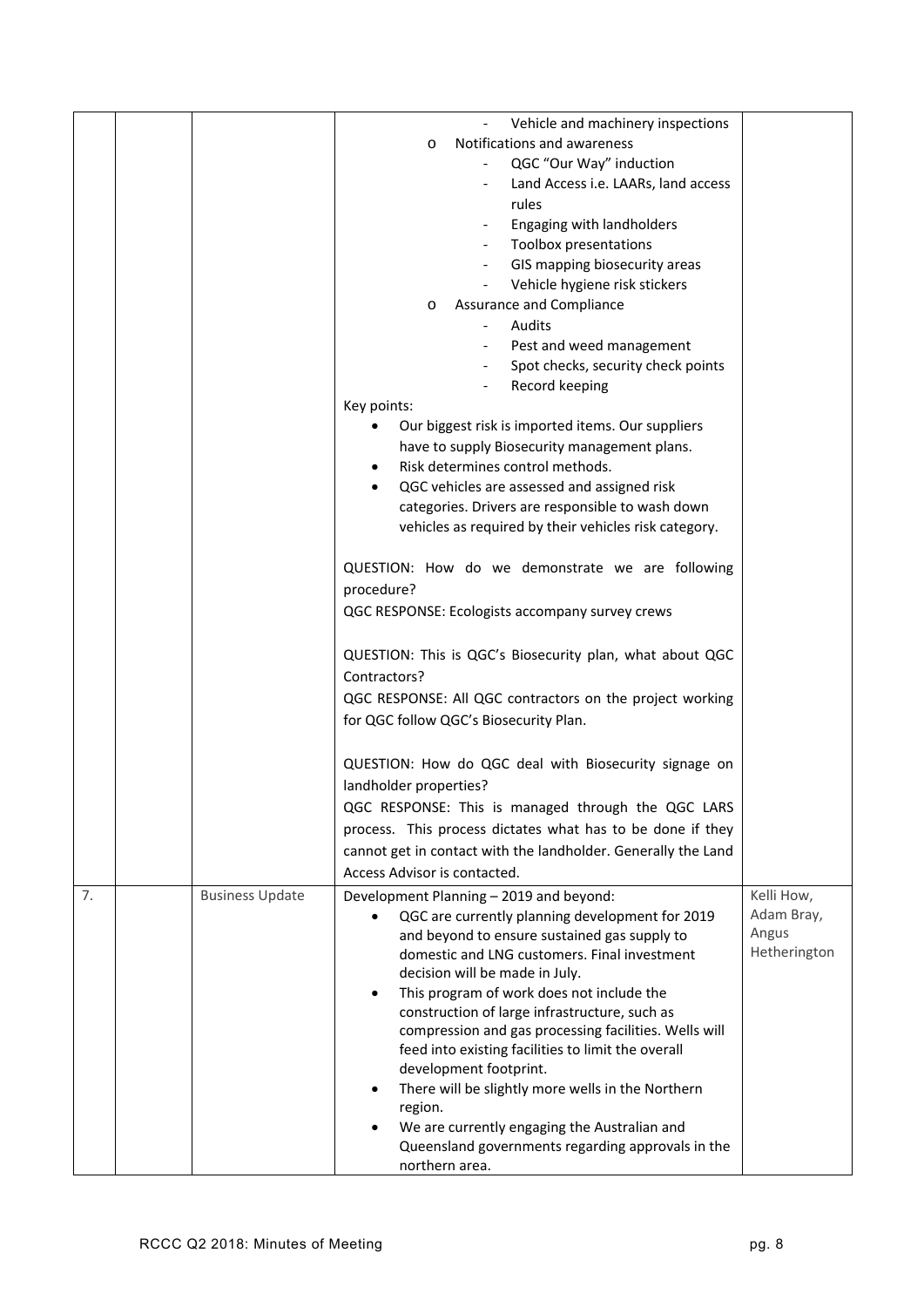| | | | | |
|---|---|---|---|---|
| | | | - Vehicle and machinery inspections<br>o Notifications and awareness<br>- QGC "Our Way" induction<br>- Land Access i.e. LAARs, land access rules<br>- Engaging with landholders<br>- Toolbox presentations<br>- GIS mapping biosecurity areas<br>- Vehicle hygiene risk stickers<br>o Assurance and Compliance<br>- Audits<br>- Pest and weed management<br>- Spot checks, security check points<br>- Record keeping<br><br>Key points:<br>• Our biggest risk is imported items. Our suppliers have to supply Biosecurity management plans.<br>• Risk determines control methods.<br>• QGC vehicles are assessed and assigned risk categories. Drivers are responsible to wash down vehicles as required by their vehicles risk category.<br><br>QUESTION: How do we demonstrate we are following procedure?<br>QGC RESPONSE: Ecologists accompany survey crews<br><br>QUESTION: This is QGC's Biosecurity plan, what about QGC Contractors?<br>QGC RESPONSE: All QGC contractors on the project working for QGC follow QGC's Biosecurity Plan.<br><br>QUESTION: How do QGC deal with Biosecurity signage on landholder properties?<br>QGC RESPONSE: This is managed through the QGC LARS process. This process dictates what has to be done if they cannot get in contact with the landholder. Generally the Land Access Advisor is contacted. | |
| 7. | | Business Update | Development Planning – 2019 and beyond:<br>• QGC are currently planning development for 2019 and beyond to ensure sustained gas supply to domestic and LNG customers. Final investment decision will be made in July.<br>• This program of work does not include the construction of large infrastructure, such as compression and gas processing facilities. Wells will feed into existing facilities to limit the overall development footprint.<br>• There will be slightly more wells in the Northern region.<br>• We are currently engaging the Australian and Queensland governments regarding approvals in the northern area. | Kelli How, Adam Bray, Angus Hetherington |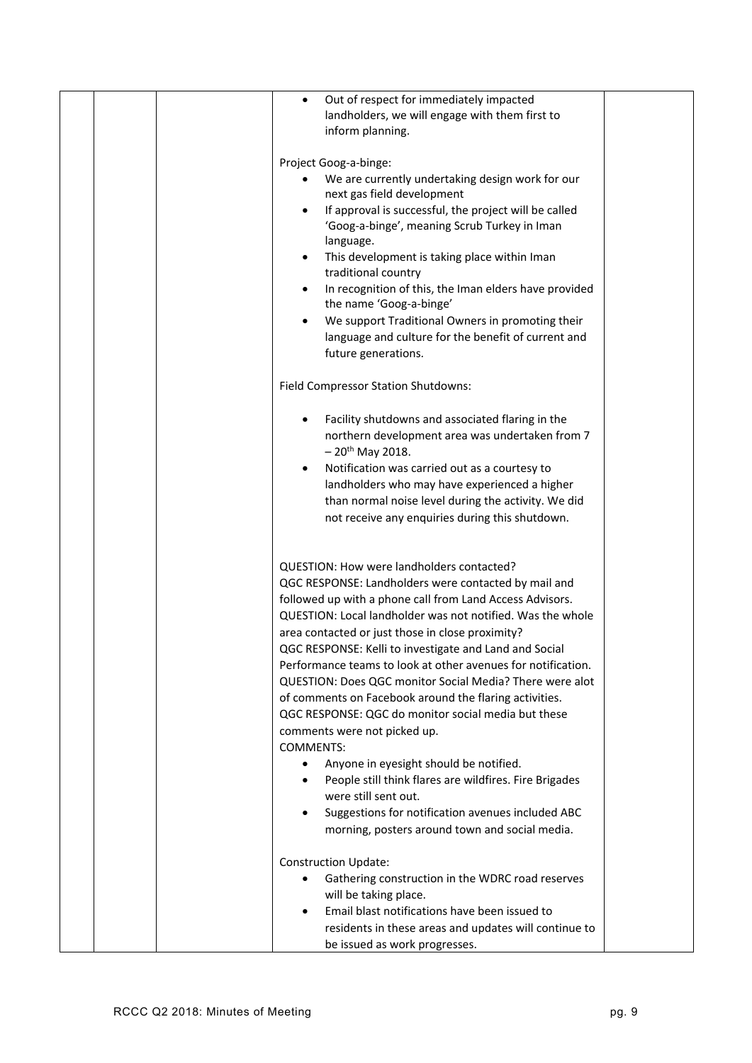| | | | | |
|---|---|---|---|---|
| | | | • Out of respect for immediately impacted landholders, we will engage with them first to inform planning.<br><br>Project Goog-a-binge:<br>• We are currently undertaking design work for our next gas field development<br>• If approval is successful, the project will be called 'Goog-a-binge', meaning Scrub Turkey in Iman language.<br>• This development is taking place within Iman traditional country<br>• In recognition of this, the Iman elders have provided the name 'Goog-a-binge'<br>• We support Traditional Owners in promoting their language and culture for the benefit of current and future generations.<br><br>Field Compressor Station Shutdowns:<br><br>• Facility shutdowns and associated flaring in the northern development area was undertaken from 7 – 20th May 2018.<br>• Notification was carried out as a courtesy to landholders who may have experienced a higher than normal noise level during the activity. We did not receive any enquiries during this shutdown.<br><br>QUESTION: How were landholders contacted?<br>QGC RESPONSE: Landholders were contacted by mail and followed up with a phone call from Land Access Advisors.<br>QUESTION: Local landholder was not notified. Was the whole area contacted or just those in close proximity?<br>QGC RESPONSE: Kelli to investigate and Land and Social Performance teams to look at other avenues for notification.<br>QUESTION: Does QGC monitor Social Media? There were alot of comments on Facebook around the flaring activities.<br>QGC RESPONSE: QGC do monitor social media but these comments were not picked up.<br>COMMENTS:<br>• Anyone in eyesight should be notified.<br>• People still think flares are wildfires. Fire Brigades were still sent out.<br>• Suggestions for notification avenues included ABC morning, posters around town and social media.<br><br>Construction Update:<br>• Gathering construction in the WDRC road reserves will be taking place.<br>• Email blast notifications have been issued to residents in these areas and updates will continue to be issued as work progresses. | |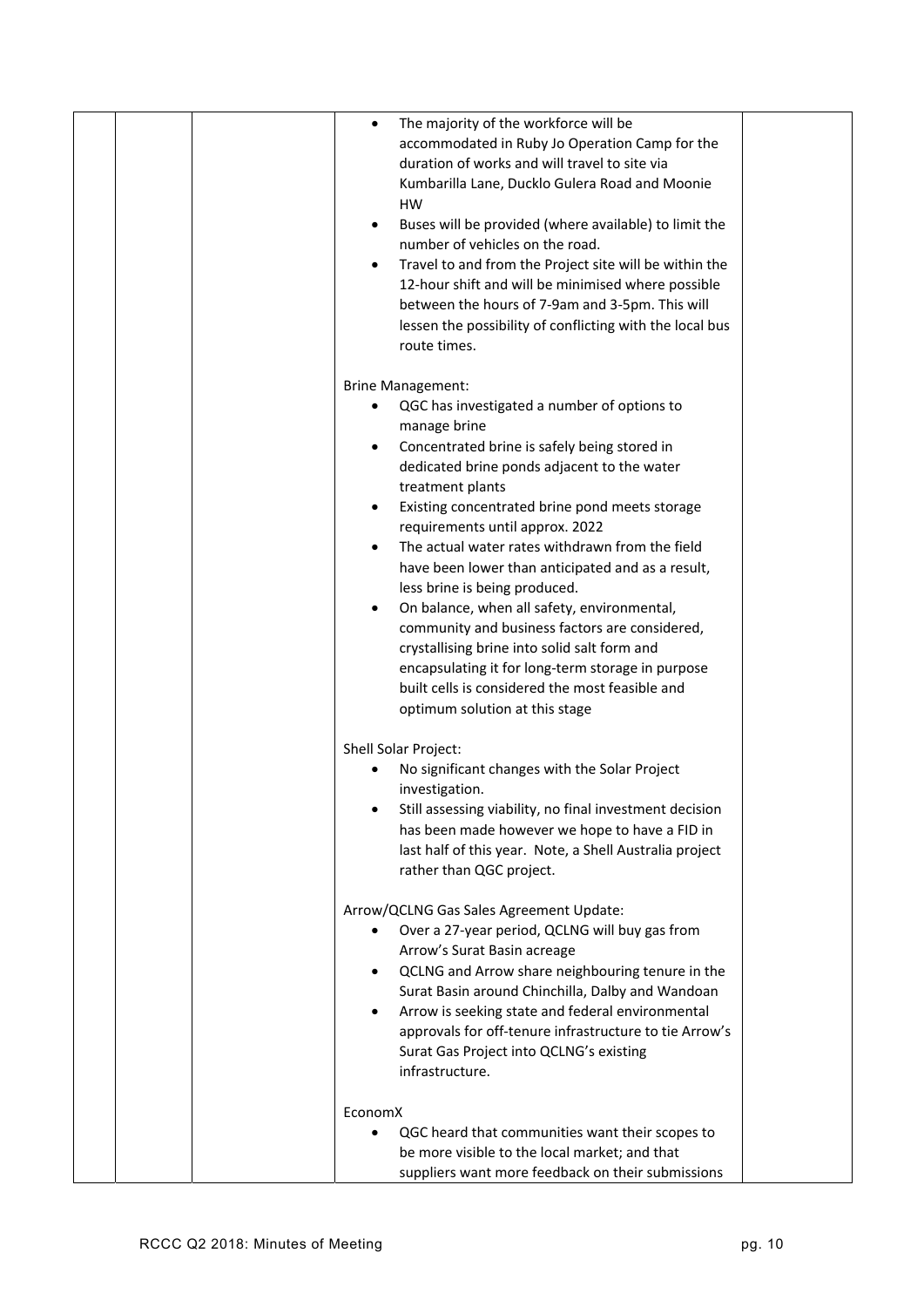| | | | | |
|---|---|---|---|---|
| | | | • The majority of the workforce will be accommodated in Ruby Jo Operation Camp for the duration of works and will travel to site via Kumbarilla Lane, Ducklo Gulera Road and Moonie HW<br>• Buses will be provided (where available) to limit the number of vehicles on the road.<br>• Travel to and from the Project site will be within the 12-hour shift and will be minimised where possible between the hours of 7-9am and 3-5pm. This will lessen the possibility of conflicting with the local bus route times.<br><br>Brine Management:<br>• QGC has investigated a number of options to manage brine<br>• Concentrated brine is safely being stored in dedicated brine ponds adjacent to the water treatment plants<br>• Existing concentrated brine pond meets storage requirements until approx. 2022<br>• The actual water rates withdrawn from the field have been lower than anticipated and as a result, less brine is being produced.<br>• On balance, when all safety, environmental, community and business factors are considered, crystallising brine into solid salt form and encapsulating it for long-term storage in purpose built cells is considered the most feasible and optimum solution at this stage<br><br>Shell Solar Project:<br>• No significant changes with the Solar Project investigation.<br>• Still assessing viability, no final investment decision has been made however we hope to have a FID in last half of this year. Note, a Shell Australia project rather than QGC project.<br><br>Arrow/QCLNG Gas Sales Agreement Update:<br>• Over a 27-year period, QCLNG will buy gas from Arrow's Surat Basin acreage<br>• QCLNG and Arrow share neighbouring tenure in the Surat Basin around Chinchilla, Dalby and Wandoan<br>• Arrow is seeking state and federal environmental approvals for off-tenure infrastructure to tie Arrow's Surat Gas Project into QCLNG's existing infrastructure.<br><br>EconomX<br>• QGC heard that communities want their scopes to be more visible to the local market; and that suppliers want more feedback on their submissions | |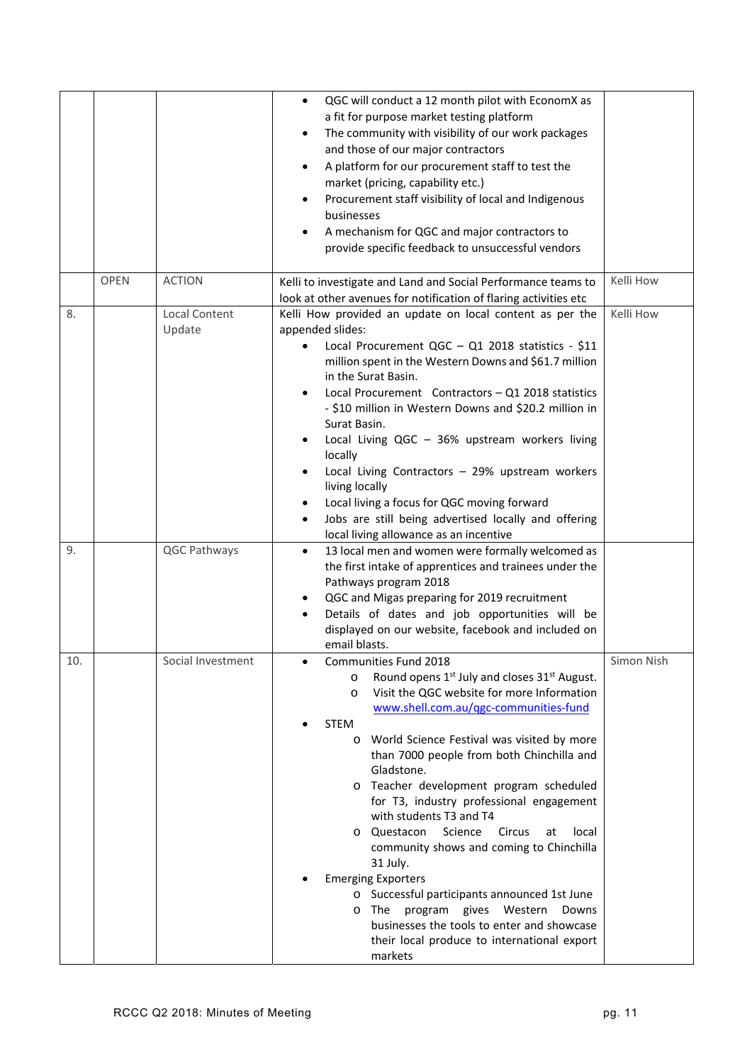| | | | | |
|---|---|---|---|---|
| | | | • QGC will conduct a 12 month pilot with EconomX as a fit for purpose market testing platform<br>• The community with visibility of our work packages and those of our major contractors<br>• A platform for our procurement staff to test the market (pricing, capability etc.)<br>• Procurement staff visibility of local and Indigenous businesses<br>• A mechanism for QGC and major contractors to provide specific feedback to unsuccessful vendors | |
| | OPEN | ACTION | Kelli to investigate and Land and Social Performance teams to look at other avenues for notification of flaring activities etc | Kelli How |
| 8. | | Local Content Update | Kelli How provided an update on local content as per the appended slides:<br>• Local Procurement QGC – Q1 2018 statistics - $11 million spent in the Western Downs and $61.7 million in the Surat Basin.<br>• Local Procurement Contractors – Q1 2018 statistics - $10 million in Western Downs and $20.2 million in Surat Basin.<br>• Local Living QGC – 36% upstream workers living locally<br>• Local Living Contractors – 29% upstream workers living locally<br>• Local living a focus for QGC moving forward<br>• Jobs are still being advertised locally and offering local living allowance as an incentive | Kelli How |
| 9. | | QGC Pathways | • 13 local men and women were formally welcomed as the first intake of apprentices and trainees under the Pathways program 2018<br>• QGC and Migas preparing for 2019 recruitment<br>• Details of dates and job opportunities will be displayed on our website, facebook and included on email blasts. | |
| 10. | | Social Investment | • Communities Fund 2018<br>  o Round opens 1st July and closes 31st August.<br>  o Visit the QGC website for more Information www.shell.com.au/qgc-communities-fund<br>• STEM<br>  o World Science Festival was visited by more than 7000 people from both Chinchilla and Gladstone.<br>  o Teacher development program scheduled for T3, industry professional engagement with students T3 and T4<br>  o Questacon Science Circus at local community shows and coming to Chinchilla 31 July.<br>• Emerging Exporters<br>  o Successful participants announced 1st June<br>  o The program gives Western Downs businesses the tools to enter and showcase their local produce to international export markets | Simon Nish |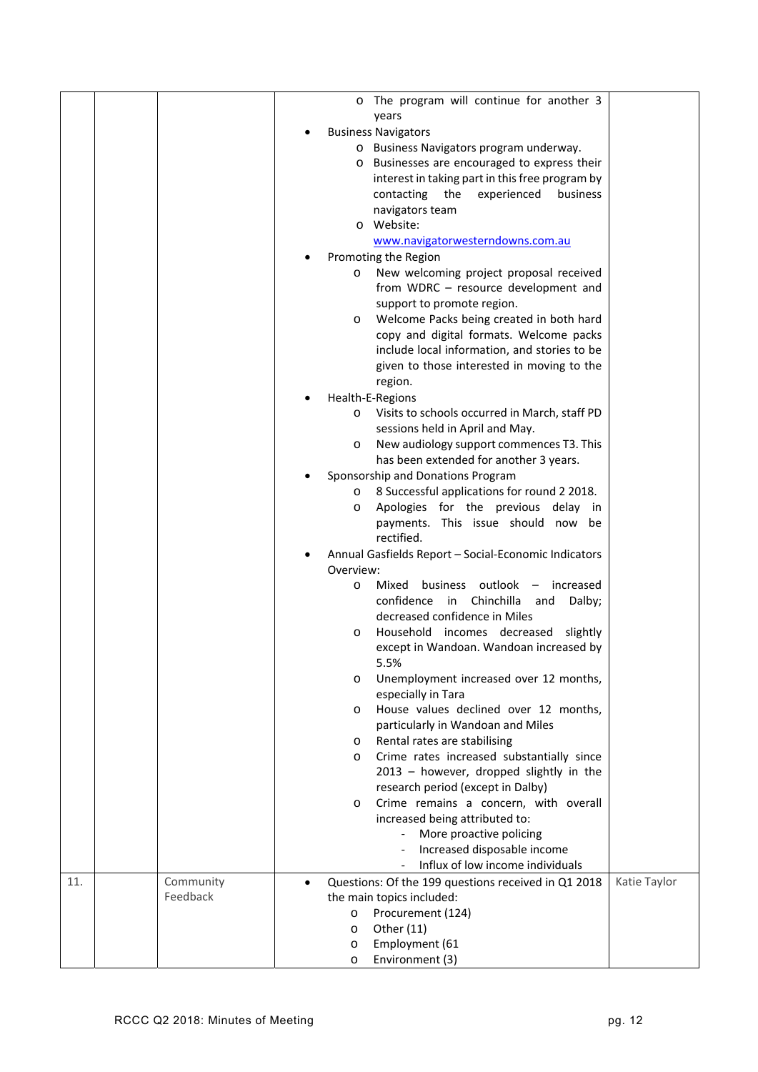| | | | | |
|---|---|---|---|---|
| | | | o The program will continue for another 3 years<br>• Business Navigators<br>  o Business Navigators program underway.<br>  o Businesses are encouraged to express their interest in taking part in this free program by contacting the experienced business navigators team<br>  o Website: www.navigatorwesterndowns.com.au<br>• Promoting the Region<br>  o New welcoming project proposal received from WDRC – resource development and support to promote region.<br>  o Welcome Packs being created in both hard copy and digital formats. Welcome packs include local information, and stories to be given to those interested in moving to the region.<br>• Health-E-Regions<br>  o Visits to schools occurred in March, staff PD sessions held in April and May.<br>  o New audiology support commences T3. This has been extended for another 3 years.<br>• Sponsorship and Donations Program<br>  o 8 Successful applications for round 2 2018.<br>  o Apologies for the previous delay in payments. This issue should now be rectified.<br>• Annual Gasfields Report – Social-Economic Indicators Overview:<br>  o Mixed business outlook – increased confidence in Chinchilla and Dalby; decreased confidence in Miles<br>  o Household incomes decreased slightly except in Wandoan. Wandoan increased by 5.5%<br>  o Unemployment increased over 12 months, especially in Tara<br>  o House values declined over 12 months, particularly in Wandoan and Miles<br>  o Rental rates are stabilising<br>  o Crime rates increased substantially since 2013 – however, dropped slightly in the research period (except in Dalby)<br>  o Crime remains a concern, with overall increased being attributed to:<br>    - More proactive policing<br>    - Increased disposable income<br>    - Influx of low income individuals | |
| 11. | | Community Feedback | • Questions: Of the 199 questions received in Q1 2018 the main topics included:<br>  o Procurement (124)<br>  o Other (11)<br>  o Employment (61<br>  o Environment (3) | Katie Taylor |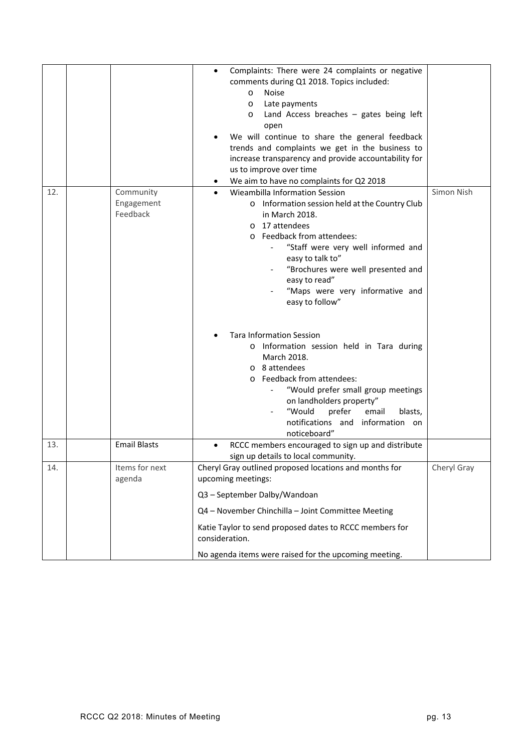| | | | | |
|---|---|---|---|---|
| | | | • Complaints: There were 24 complaints or negative comments during Q1 2018. Topics included:<br>  o Noise<br>  o Late payments<br>  o Land Access breaches – gates being left open<br>• We will continue to share the general feedback trends and complaints we get in the business to increase transparency and provide accountability for us to improve over time<br>• We aim to have no complaints for Q2 2018 | |
| 12. | | Community Engagement Feedback | • Wieambilla Information Session<br>  o Information session held at the Country Club in March 2018.<br>  o 17 attendees<br>  o Feedback from attendees:<br>    - "Staff were very well informed and easy to talk to"<br>    - "Brochures were well presented and easy to read"<br>    - "Maps were very informative and easy to follow"<br><br>• Tara Information Session<br>  o Information session held in Tara during March 2018.<br>  o 8 attendees<br>  o Feedback from attendees:<br>    - "Would prefer small group meetings on landholders property"<br>    - "Would prefer email blasts, notifications and information on noticeboard" | Simon Nish |
| 13. | | Email Blasts | • RCCC members encouraged to sign up and distribute sign up details to local community. | |
| 14. | | Items for next agenda | Cheryl Gray outlined proposed locations and months for upcoming meetings:<br><br>Q3 – September Dalby/Wandoan<br><br>Q4 – November Chinchilla – Joint Committee Meeting<br><br>Katie Taylor to send proposed dates to RCCC members for consideration.<br><br>No agenda items were raised for the upcoming meeting. | Cheryl Gray |